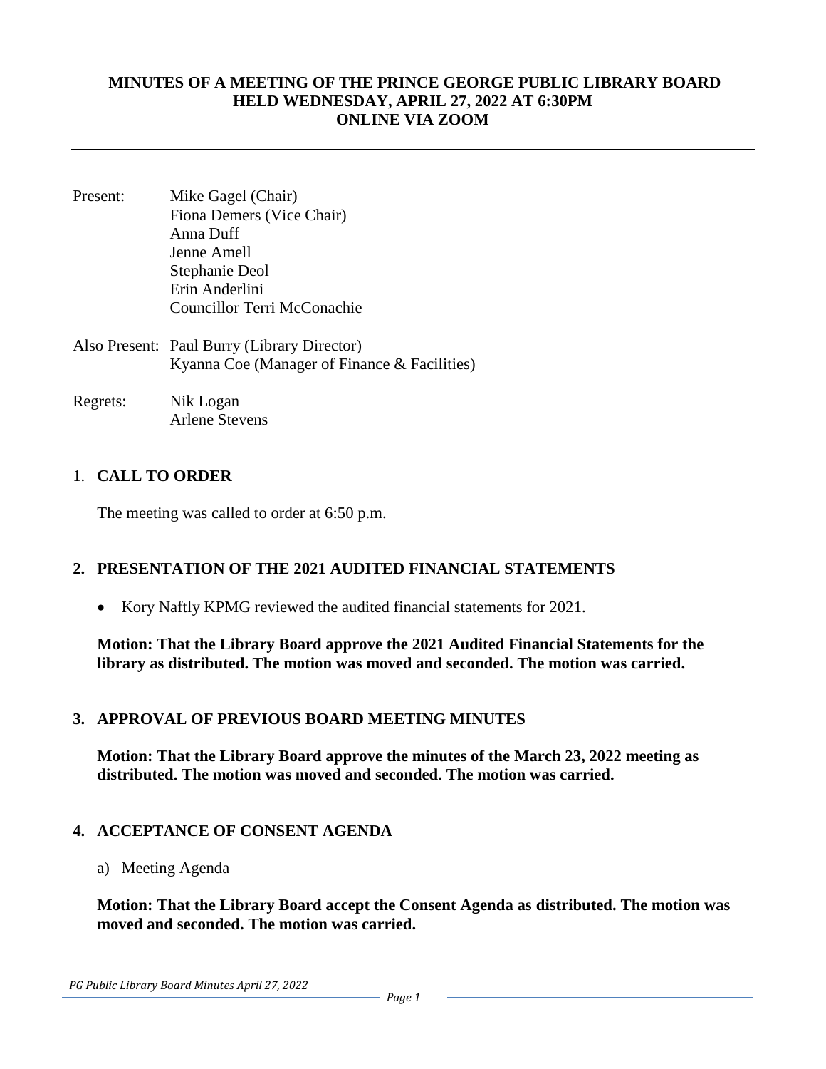# MINUTES OF A MEETING OF THE PRINCE GEORGE PUBLIC LIBRARY BOARD HELD WEDNESDAY, APRIL 27, 2022 AT 6:30PM ONLINE VIA ZOOM

Present: Mike Gagel (Chair)
Fiona Demers (Vice Chair)
Anna Duff
Jenne Amell
Stephanie Deol
Erin Anderlini
Councillor Terri McConachie

Also Present: Paul Burry (Library Director)
Kyanna Coe (Manager of Finance & Facilities)

Regrets: Nik Logan
Arlene Stevens

## 1. CALL TO ORDER

The meeting was called to order at 6:50 p.m.

## 2. PRESENTATION OF THE 2021 AUDITED FINANCIAL STATEMENTS

- Kory Naftly KPMG reviewed the audited financial statements for 2021.

**Motion: That the Library Board approve the 2021 Audited Financial Statements for the library as distributed. The motion was moved and seconded. The motion was carried.**

## 3. APPROVAL OF PREVIOUS BOARD MEETING MINUTES

**Motion: That the Library Board approve the minutes of the March 23, 2022 meeting as distributed. The motion was moved and seconded. The motion was carried.**

## 4. ACCEPTANCE OF CONSENT AGENDA

a) Meeting Agenda

**Motion: That the Library Board accept the Consent Agenda as distributed. The motion was moved and seconded. The motion was carried.**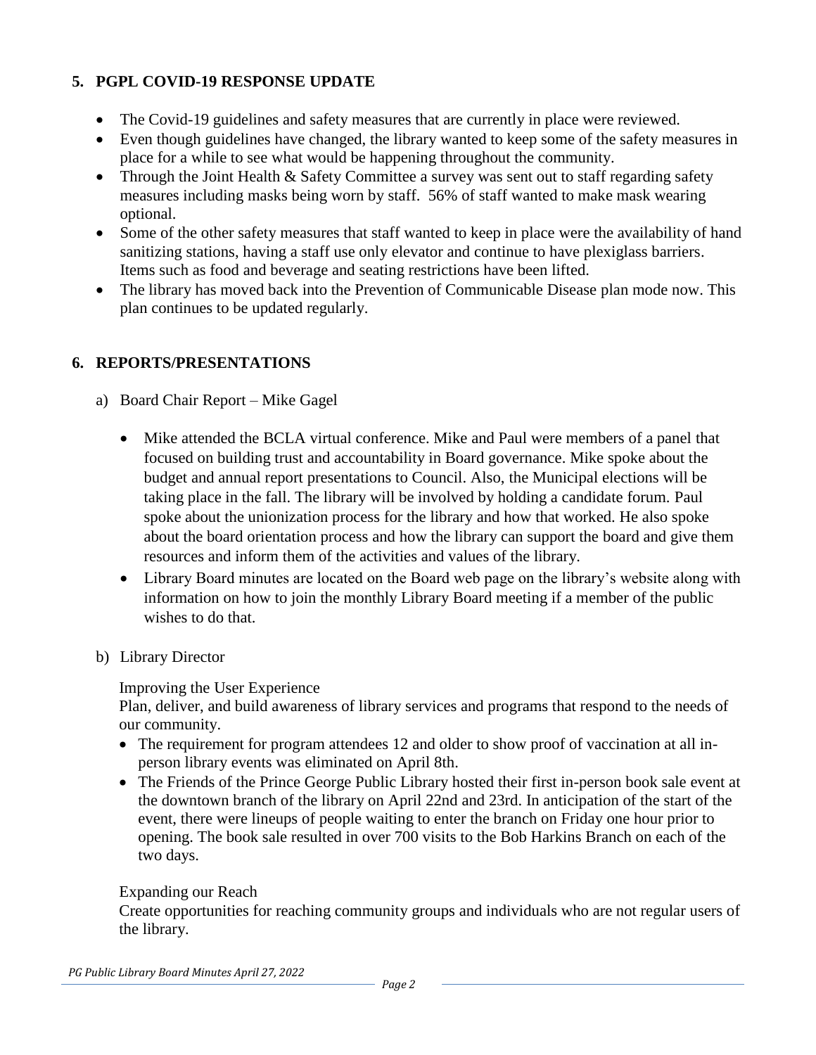## 5. PGPL COVID-19 RESPONSE UPDATE

- The Covid-19 guidelines and safety measures that are currently in place were reviewed.
- Even though guidelines have changed, the library wanted to keep some of the safety measures in place for a while to see what would be happening throughout the community.
- Through the Joint Health & Safety Committee a survey was sent out to staff regarding safety measures including masks being worn by staff. 56% of staff wanted to make mask wearing optional.
- Some of the other safety measures that staff wanted to keep in place were the availability of hand sanitizing stations, having a staff use only elevator and continue to have plexiglass barriers. Items such as food and beverage and seating restrictions have been lifted.
- The library has moved back into the Prevention of Communicable Disease plan mode now. This plan continues to be updated regularly.

## 6. REPORTS/PRESENTATIONS

a) Board Chair Report – Mike Gagel

- Mike attended the BCLA virtual conference. Mike and Paul were members of a panel that focused on building trust and accountability in Board governance. Mike spoke about the budget and annual report presentations to Council. Also, the Municipal elections will be taking place in the fall. The library will be involved by holding a candidate forum. Paul spoke about the unionization process for the library and how that worked. He also spoke about the board orientation process and how the library can support the board and give them resources and inform them of the activities and values of the library.
- Library Board minutes are located on the Board web page on the library's website along with information on how to join the monthly Library Board meeting if a member of the public wishes to do that.

b) Library Director

Improving the User Experience
Plan, deliver, and build awareness of library services and programs that respond to the needs of our community.

- The requirement for program attendees 12 and older to show proof of vaccination at all in-person library events was eliminated on April 8th.
- The Friends of the Prince George Public Library hosted their first in-person book sale event at the downtown branch of the library on April 22nd and 23rd. In anticipation of the start of the event, there were lineups of people waiting to enter the branch on Friday one hour prior to opening. The book sale resulted in over 700 visits to the Bob Harkins Branch on each of the two days.

Expanding our Reach
Create opportunities for reaching community groups and individuals who are not regular users of the library.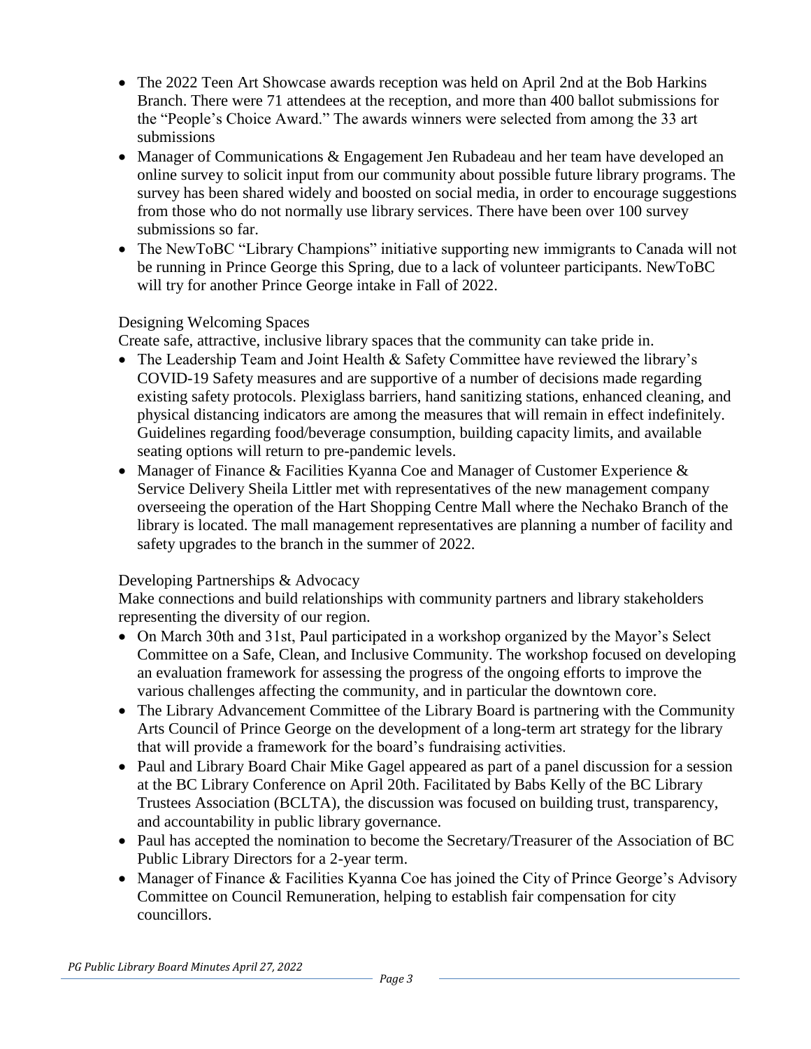- The 2022 Teen Art Showcase awards reception was held on April 2nd at the Bob Harkins Branch. There were 71 attendees at the reception, and more than 400 ballot submissions for the "People's Choice Award." The awards winners were selected from among the 33 art submissions
- Manager of Communications & Engagement Jen Rubadeau and her team have developed an online survey to solicit input from our community about possible future library programs. The survey has been shared widely and boosted on social media, in order to encourage suggestions from those who do not normally use library services. There have been over 100 survey submissions so far.
- The NewToBC "Library Champions" initiative supporting new immigrants to Canada will not be running in Prince George this Spring, due to a lack of volunteer participants. NewToBC will try for another Prince George intake in Fall of 2022.

Designing Welcoming Spaces

Create safe, attractive, inclusive library spaces that the community can take pride in.

- The Leadership Team and Joint Health & Safety Committee have reviewed the library's COVID-19 Safety measures and are supportive of a number of decisions made regarding existing safety protocols. Plexiglass barriers, hand sanitizing stations, enhanced cleaning, and physical distancing indicators are among the measures that will remain in effect indefinitely. Guidelines regarding food/beverage consumption, building capacity limits, and available seating options will return to pre-pandemic levels.
- Manager of Finance & Facilities Kyanna Coe and Manager of Customer Experience & Service Delivery Sheila Littler met with representatives of the new management company overseeing the operation of the Hart Shopping Centre Mall where the Nechako Branch of the library is located. The mall management representatives are planning a number of facility and safety upgrades to the branch in the summer of 2022.

Developing Partnerships & Advocacy

Make connections and build relationships with community partners and library stakeholders representing the diversity of our region.

- On March 30th and 31st, Paul participated in a workshop organized by the Mayor's Select Committee on a Safe, Clean, and Inclusive Community. The workshop focused on developing an evaluation framework for assessing the progress of the ongoing efforts to improve the various challenges affecting the community, and in particular the downtown core.
- The Library Advancement Committee of the Library Board is partnering with the Community Arts Council of Prince George on the development of a long-term art strategy for the library that will provide a framework for the board's fundraising activities.
- Paul and Library Board Chair Mike Gagel appeared as part of a panel discussion for a session at the BC Library Conference on April 20th. Facilitated by Babs Kelly of the BC Library Trustees Association (BCLTA), the discussion was focused on building trust, transparency, and accountability in public library governance.
- Paul has accepted the nomination to become the Secretary/Treasurer of the Association of BC Public Library Directors for a 2-year term.
- Manager of Finance & Facilities Kyanna Coe has joined the City of Prince George's Advisory Committee on Council Remuneration, helping to establish fair compensation for city councillors.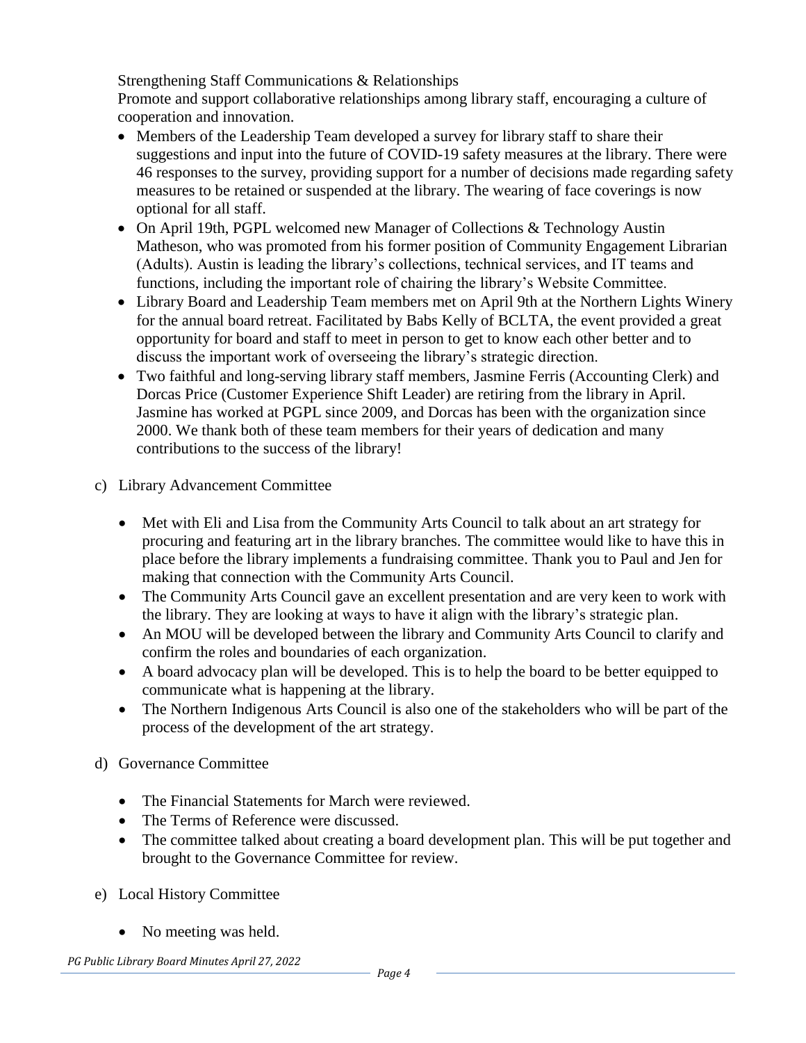Strengthening Staff Communications & Relationships

Promote and support collaborative relationships among library staff, encouraging a culture of cooperation and innovation.

- Members of the Leadership Team developed a survey for library staff to share their suggestions and input into the future of COVID-19 safety measures at the library. There were 46 responses to the survey, providing support for a number of decisions made regarding safety measures to be retained or suspended at the library. The wearing of face coverings is now optional for all staff.
- On April 19th, PGPL welcomed new Manager of Collections & Technology Austin Matheson, who was promoted from his former position of Community Engagement Librarian (Adults). Austin is leading the library's collections, technical services, and IT teams and functions, including the important role of chairing the library's Website Committee.
- Library Board and Leadership Team members met on April 9th at the Northern Lights Winery for the annual board retreat. Facilitated by Babs Kelly of BCLTA, the event provided a great opportunity for board and staff to meet in person to get to know each other better and to discuss the important work of overseeing the library's strategic direction.
- Two faithful and long-serving library staff members, Jasmine Ferris (Accounting Clerk) and Dorcas Price (Customer Experience Shift Leader) are retiring from the library in April. Jasmine has worked at PGPL since 2009, and Dorcas has been with the organization since 2000. We thank both of these team members for their years of dedication and many contributions to the success of the library!

c) Library Advancement Committee

- Met with Eli and Lisa from the Community Arts Council to talk about an art strategy for procuring and featuring art in the library branches. The committee would like to have this in place before the library implements a fundraising committee. Thank you to Paul and Jen for making that connection with the Community Arts Council.
- The Community Arts Council gave an excellent presentation and are very keen to work with the library. They are looking at ways to have it align with the library's strategic plan.
- An MOU will be developed between the library and Community Arts Council to clarify and confirm the roles and boundaries of each organization.
- A board advocacy plan will be developed. This is to help the board to be better equipped to communicate what is happening at the library.
- The Northern Indigenous Arts Council is also one of the stakeholders who will be part of the process of the development of the art strategy.

d) Governance Committee

- The Financial Statements for March were reviewed.
- The Terms of Reference were discussed.
- The committee talked about creating a board development plan. This will be put together and brought to the Governance Committee for review.

e) Local History Committee

- No meeting was held.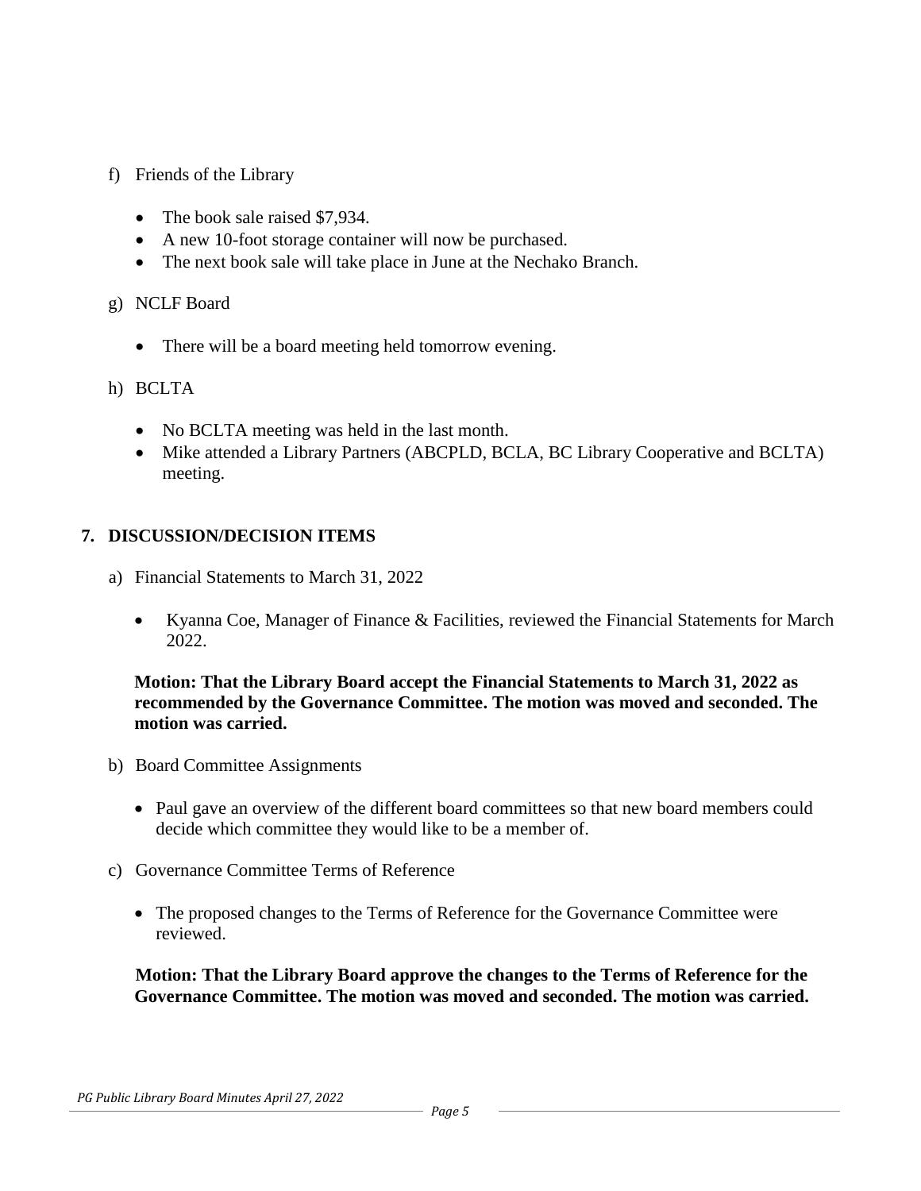f) Friends of the Library

- The book sale raised $7,934.
- A new 10-foot storage container will now be purchased.
- The next book sale will take place in June at the Nechako Branch.

g) NCLF Board

- There will be a board meeting held tomorrow evening.

h) BCLTA

- No BCLTA meeting was held in the last month.
- Mike attended a Library Partners (ABCPLD, BCLA, BC Library Cooperative and BCLTA) meeting.

## 7. DISCUSSION/DECISION ITEMS

a) Financial Statements to March 31, 2022

- Kyanna Coe, Manager of Finance & Facilities, reviewed the Financial Statements for March 2022.

**Motion: That the Library Board accept the Financial Statements to March 31, 2022 as recommended by the Governance Committee. The motion was moved and seconded. The motion was carried.**

b) Board Committee Assignments

- Paul gave an overview of the different board committees so that new board members could decide which committee they would like to be a member of.

c) Governance Committee Terms of Reference

- The proposed changes to the Terms of Reference for the Governance Committee were reviewed.

**Motion: That the Library Board approve the changes to the Terms of Reference for the Governance Committee. The motion was moved and seconded. The motion was carried.**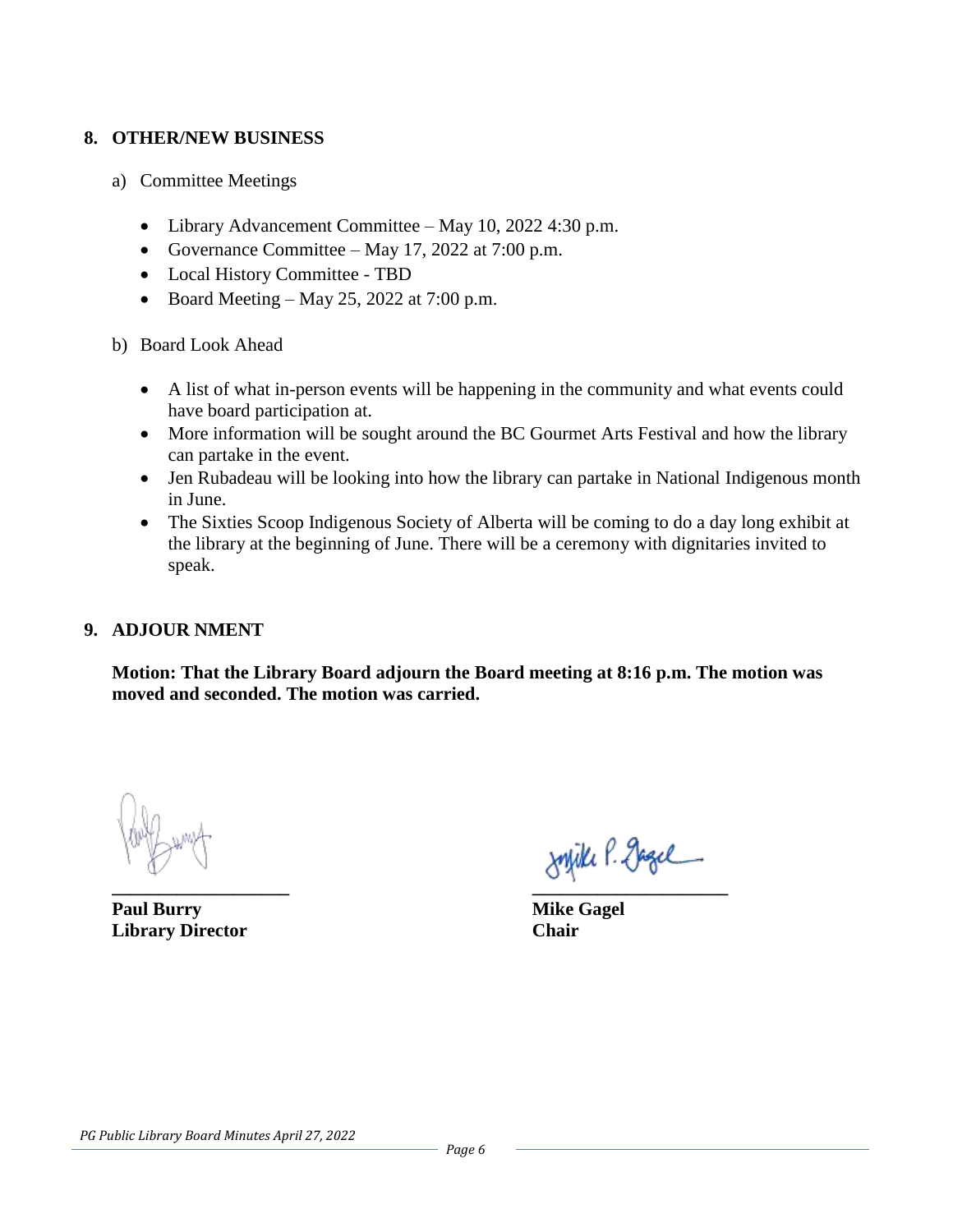## 8. OTHER/NEW BUSINESS

a) Committee Meetings

- Library Advancement Committee – May 10, 2022 4:30 p.m.
- Governance Committee – May 17, 2022 at 7:00 p.m.
- Local History Committee - TBD
- Board Meeting – May 25, 2022 at 7:00 p.m.

b) Board Look Ahead

- A list of what in-person events will be happening in the community and what events could have board participation at.
- More information will be sought around the BC Gourmet Arts Festival and how the library can partake in the event.
- Jen Rubadeau will be looking into how the library can partake in National Indigenous month in June.
- The Sixties Scoop Indigenous Society of Alberta will be coming to do a day long exhibit at the library at the beginning of June. There will be a ceremony with dignitaries invited to speak.

## 9. ADJOUR NMENT

**Motion: That the Library Board adjourn the Board meeting at 8:16 p.m. The motion was moved and seconded. The motion was carried.**

**Paul Burry**
**Library Director**

**Mike Gagel**
**Chair**

*PG Public Library Board Minutes April 27, 2022*